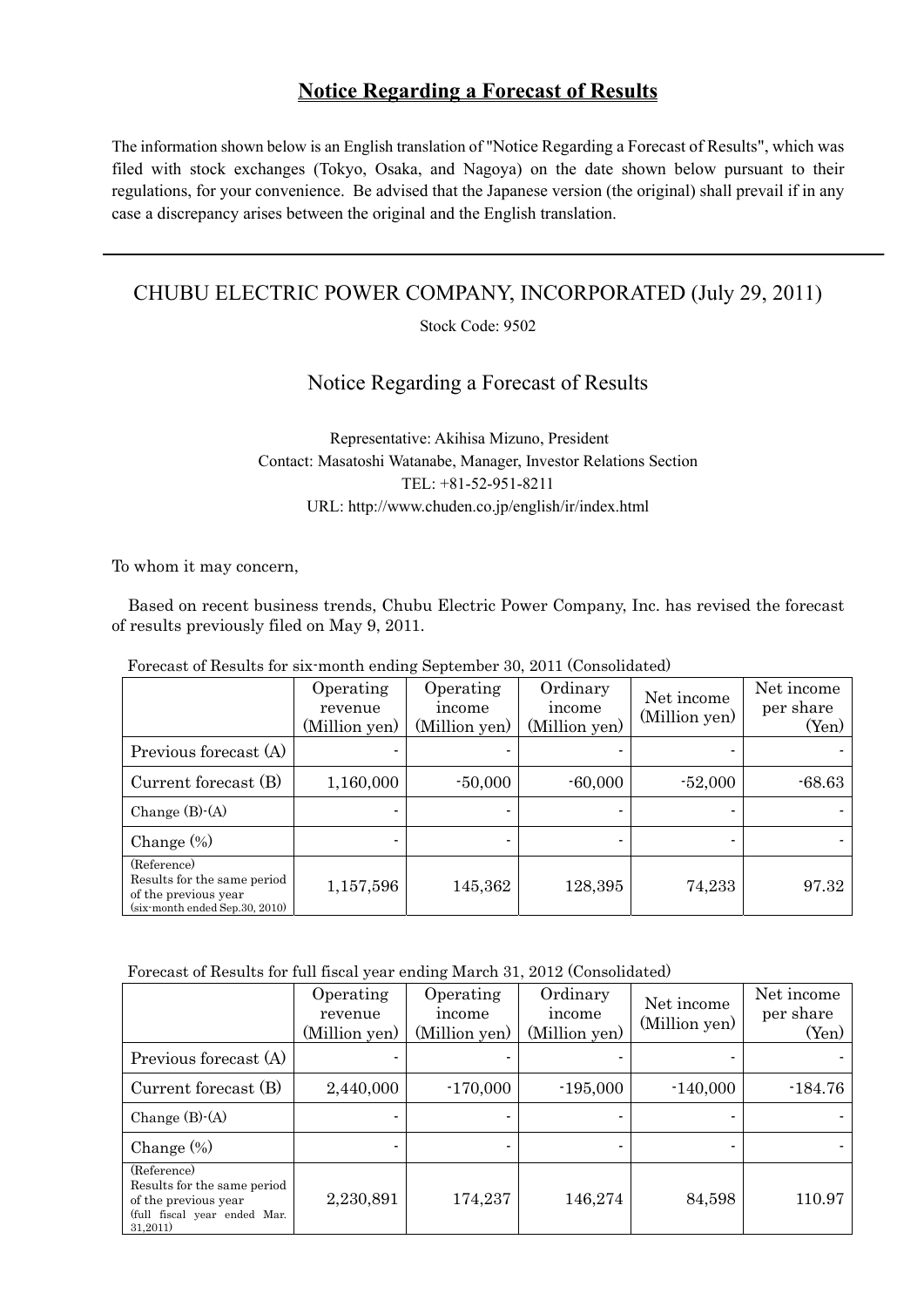# Notice Regarding a Forecast of Results

The information shown below is an English translation of "Notice Regarding a Forecast of Results", which was filed with stock exchanges (Tokyo, Osaka, and Nagoya) on the date shown below pursuant to their regulations, for your convenience. Be advised that the Japanese version (the original) shall prevail if in any case a discrepancy arises between the original and the English translation.

---

## CHUBU ELECTRIC POWER COMPANY, INCORPORATED (July 29, 2011)

Stock Code: 9502

## Notice Regarding a Forecast of Results

Representative: Akihisa Mizuno, President
Contact: Masatoshi Watanabe, Manager, Investor Relations Section
TEL: +81-52-951-8211
URL: http://www.chuden.co.jp/english/ir/index.html

To whom it may concern,

Based on recent business trends, Chubu Electric Power Company, Inc. has revised the forecast of results previously filed on May 9, 2011.

Forecast of Results for six-month ending September 30, 2011 (Consolidated)

| | Operating revenue (Million yen) | Operating income (Million yen) | Ordinary income (Million yen) | Net income (Million yen) | Net income per share (Yen) |
|---|---|---|---|---|---|
| Previous forecast (A) | - | - | - | - | - |
| Current forecast (B) | 1,160,000 | -50,000 | -60,000 | -52,000 | -68.63 |
| Change (B)-(A) | - | - | - | - | - |
| Change (%) | - | - | - | - | - |
| (Reference) Results for the same period of the previous year (six-month ended Sep.30, 2010) | 1,157,596 | 145,362 | 128,395 | 74,233 | 97.32 |

Forecast of Results for full fiscal year ending March 31, 2012 (Consolidated)

| | Operating revenue (Million yen) | Operating income (Million yen) | Ordinary income (Million yen) | Net income (Million yen) | Net income per share (Yen) |
|---|---|---|---|---|---|
| Previous forecast (A) | - | - | - | - | - |
| Current forecast (B) | 2,440,000 | -170,000 | -195,000 | -140,000 | -184.76 |
| Change (B)-(A) | - | - | - | - | - |
| Change (%) | - | - | - | - | - |
| (Reference) Results for the same period of the previous year (full fiscal year ended Mar. 31,2011) | 2,230,891 | 174,237 | 146,274 | 84,598 | 110.97 |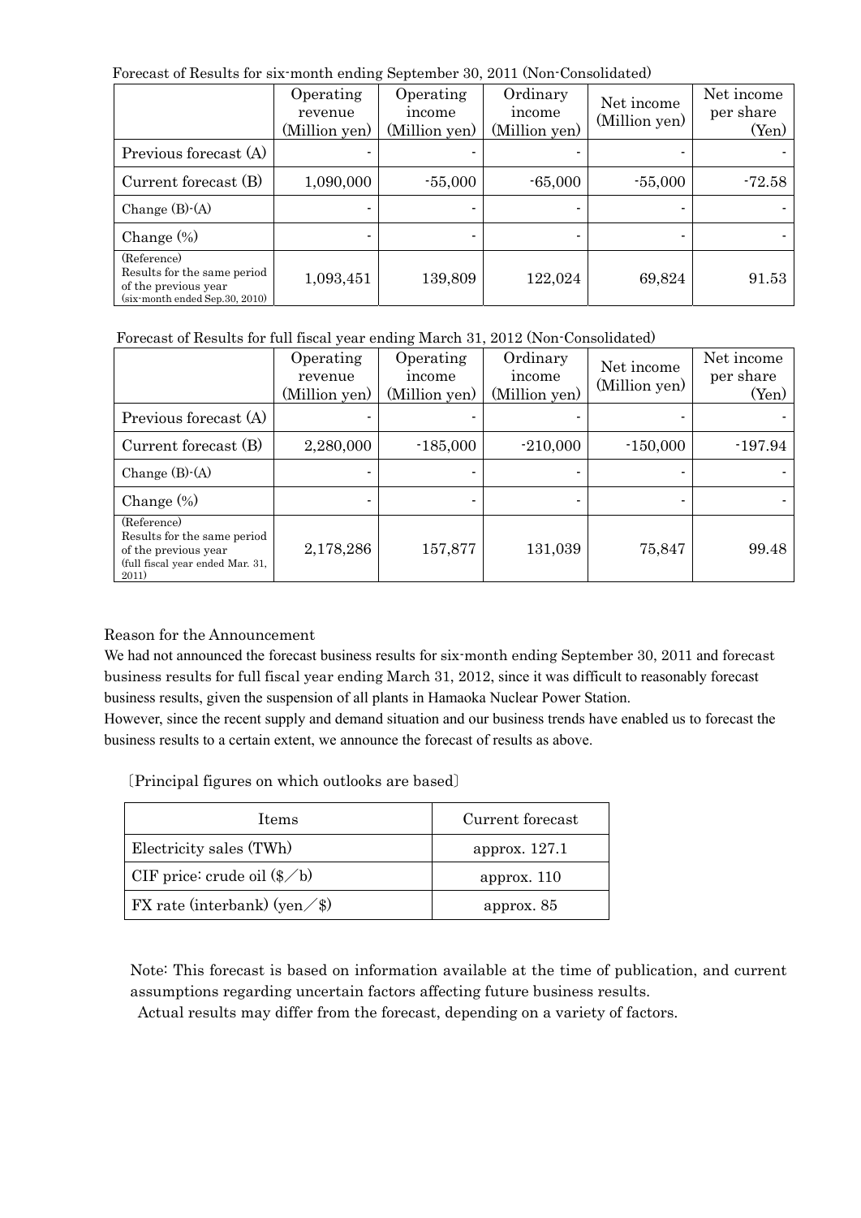Forecast of Results for six-month ending September 30, 2011 (Non-Consolidated)

| | Operating revenue (Million yen) | Operating income (Million yen) | Ordinary income (Million yen) | Net income (Million yen) | Net income per share (Yen) |
|---|---|---|---|---|---|
| Previous forecast (A) | - | - | - | - | - |
| Current forecast (B) | 1,090,000 | -55,000 | -65,000 | -55,000 | -72.58 |
| Change (B)-(A) | - | - | - | - | - |
| Change (%) | - | - | - | - | - |
| (Reference) Results for the same period of the previous year (six-month ended Sep.30, 2010) | 1,093,451 | 139,809 | 122,024 | 69,824 | 91.53 |

Forecast of Results for full fiscal year ending March 31, 2012 (Non-Consolidated)

| | Operating revenue (Million yen) | Operating income (Million yen) | Ordinary income (Million yen) | Net income (Million yen) | Net income per share (Yen) |
|---|---|---|---|---|---|
| Previous forecast (A) | - | - | - | - | - |
| Current forecast (B) | 2,280,000 | -185,000 | -210,000 | -150,000 | -197.94 |
| Change (B)-(A) | - | - | - | - | - |
| Change (%) | - | - | - | - | - |
| (Reference) Results for the same period of the previous year (full fiscal year ended Mar. 31, 2011) | 2,178,286 | 157,877 | 131,039 | 75,847 | 99.48 |

Reason for the Announcement

We had not announced the forecast business results for six-month ending September 30, 2011 and forecast business results for full fiscal year ending March 31, 2012, since it was difficult to reasonably forecast business results, given the suspension of all plants in Hamaoka Nuclear Power Station.
However, since the recent supply and demand situation and our business trends have enabled us to forecast the business results to a certain extent, we announce the forecast of results as above.

〔Principal figures on which outlooks are based〕

| Items | Current forecast |
|---|---|
| Electricity sales (TWh) | approx. 127.1 |
| CIF price: crude oil ($／b) | approx. 110 |
| FX rate (interbank) (yen／$) | approx. 85 |

Note: This forecast is based on information available at the time of publication, and current assumptions regarding uncertain factors affecting future business results.
Actual results may differ from the forecast, depending on a variety of factors.